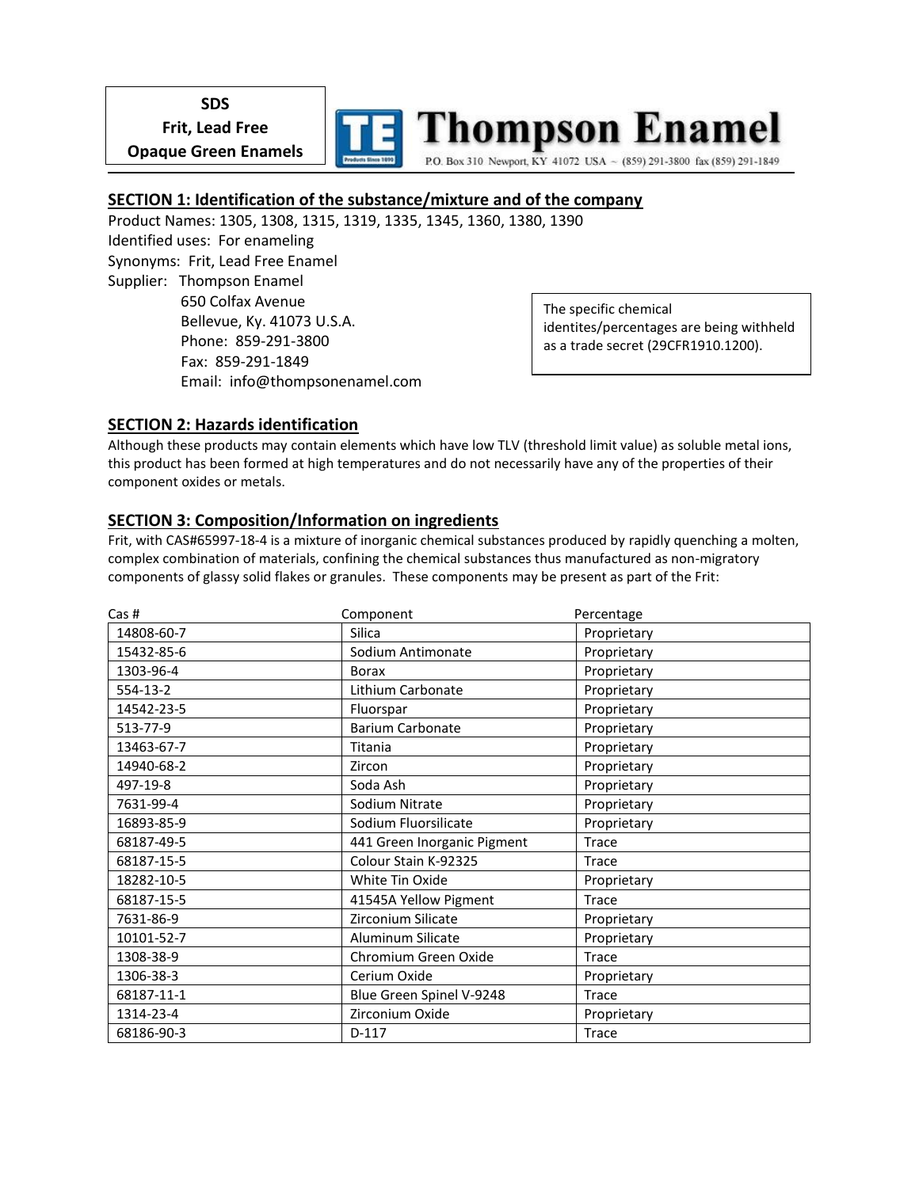**SDS**
**Frit, Lead Free**
**Opaque Green Enamels**

**Thompson Enamel**

P.O. Box 310 Newport, KY 41072 USA ~ (859) 291-3800 fax (859) 291-1849

## SECTION 1: Identification of the substance/mixture and of the company

Product Names: 1305, 1308, 1315, 1319, 1335, 1345, 1360, 1380, 1390

Identified uses: For enameling

Synonyms: Frit, Lead Free Enamel

Supplier: Thompson Enamel
650 Colfax Avenue
Bellevue, Ky. 41073 U.S.A.
Phone: 859-291-3800
Fax: 859-291-1849
Email: info@thompsonenamel.com

The specific chemical identites/percentages are being withheld as a trade secret (29CFR1910.1200).

## SECTION 2: Hazards identification

Although these products may contain elements which have low TLV (threshold limit value) as soluble metal ions, this product has been formed at high temperatures and do not necessarily have any of the properties of their component oxides or metals.

## SECTION 3: Composition/Information on ingredients

Frit, with CAS#65997-18-4 is a mixture of inorganic chemical substances produced by rapidly quenching a molten, complex combination of materials, confining the chemical substances thus manufactured as non-migratory components of glassy solid flakes or granules. These components may be present as part of the Frit:

| Cas # | Component | Percentage |
|---|---|---|
| 14808-60-7 | Silica | Proprietary |
| 15432-85-6 | Sodium Antimonate | Proprietary |
| 1303-96-4 | Borax | Proprietary |
| 554-13-2 | Lithium Carbonate | Proprietary |
| 14542-23-5 | Fluorspar | Proprietary |
| 513-77-9 | Barium Carbonate | Proprietary |
| 13463-67-7 | Titania | Proprietary |
| 14940-68-2 | Zircon | Proprietary |
| 497-19-8 | Soda Ash | Proprietary |
| 7631-99-4 | Sodium Nitrate | Proprietary |
| 16893-85-9 | Sodium Fluorsilicate | Proprietary |
| 68187-49-5 | 441 Green Inorganic Pigment | Trace |
| 68187-15-5 | Colour Stain K-92325 | Trace |
| 18282-10-5 | White Tin Oxide | Proprietary |
| 68187-15-5 | 41545A Yellow Pigment | Trace |
| 7631-86-9 | Zirconium Silicate | Proprietary |
| 10101-52-7 | Aluminum Silicate | Proprietary |
| 1308-38-9 | Chromium Green Oxide | Trace |
| 1306-38-3 | Cerium Oxide | Proprietary |
| 68187-11-1 | Blue Green Spinel V-9248 | Trace |
| 1314-23-4 | Zirconium Oxide | Proprietary |
| 68186-90-3 | D-117 | Trace |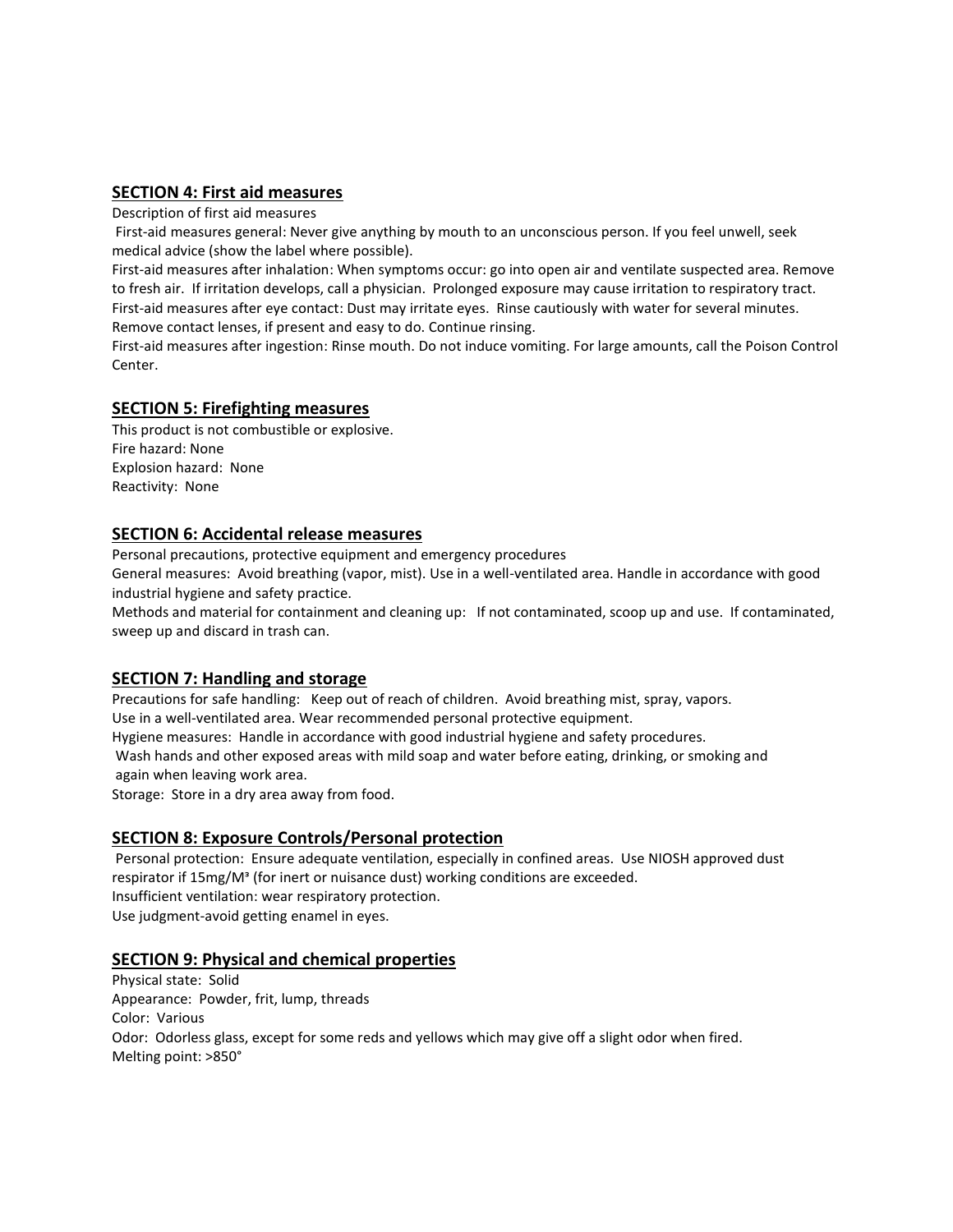## SECTION 4: First aid measures

Description of first aid measures

First-aid measures general: Never give anything by mouth to an unconscious person. If you feel unwell, seek medical advice (show the label where possible).

First-aid measures after inhalation: When symptoms occur: go into open air and ventilate suspected area. Remove to fresh air. If irritation develops, call a physician. Prolonged exposure may cause irritation to respiratory tract.

First-aid measures after eye contact: Dust may irritate eyes. Rinse cautiously with water for several minutes. Remove contact lenses, if present and easy to do. Continue rinsing.

First-aid measures after ingestion: Rinse mouth. Do not induce vomiting. For large amounts, call the Poison Control Center.

## SECTION 5: Firefighting measures

This product is not combustible or explosive.

Fire hazard: None

Explosion hazard: None

Reactivity: None

## SECTION 6: Accidental release measures

Personal precautions, protective equipment and emergency procedures

General measures: Avoid breathing (vapor, mist). Use in a well-ventilated area. Handle in accordance with good industrial hygiene and safety practice.

Methods and material for containment and cleaning up: If not contaminated, scoop up and use. If contaminated, sweep up and discard in trash can.

## SECTION 7: Handling and storage

Precautions for safe handling: Keep out of reach of children. Avoid breathing mist, spray, vapors.

Use in a well-ventilated area. Wear recommended personal protective equipment.

Hygiene measures: Handle in accordance with good industrial hygiene and safety procedures.

Wash hands and other exposed areas with mild soap and water before eating, drinking, or smoking and again when leaving work area.

Storage: Store in a dry area away from food.

## SECTION 8: Exposure Controls/Personal protection

Personal protection: Ensure adequate ventilation, especially in confined areas. Use NIOSH approved dust respirator if 15mg/$M^3$ (for inert or nuisance dust) working conditions are exceeded.

Insufficient ventilation: wear respiratory protection.

Use judgment-avoid getting enamel in eyes.

## SECTION 9: Physical and chemical properties

Physical state: Solid

Appearance: Powder, frit, lump, threads

Color: Various

Odor: Odorless glass, except for some reds and yellows which may give off a slight odor when fired.

Melting point: >850°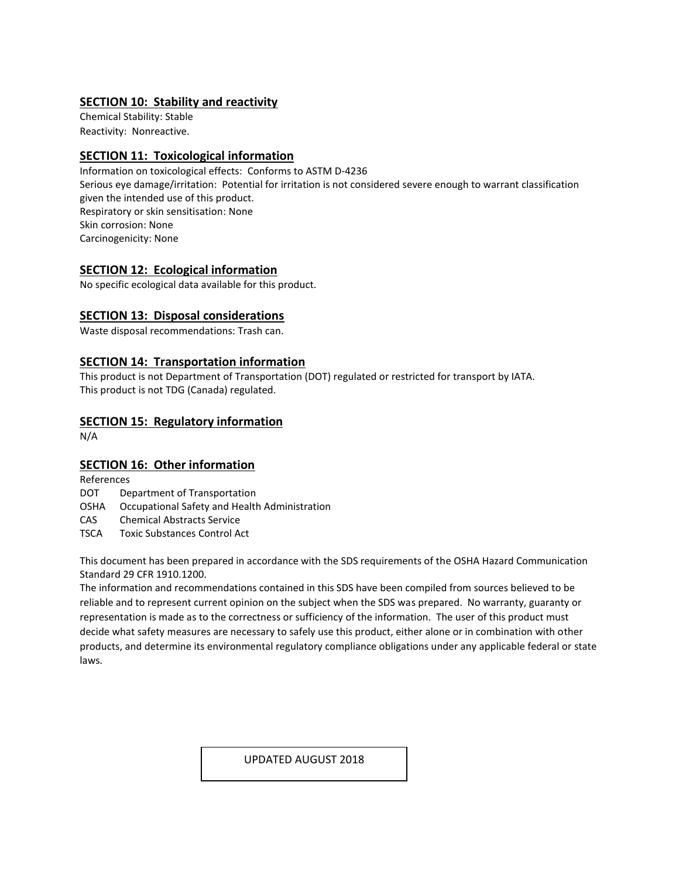## SECTION 10: Stability and reactivity

Chemical Stability: Stable
Reactivity: Nonreactive.

## SECTION 11: Toxicological information

Information on toxicological effects: Conforms to ASTM D-4236
Serious eye damage/irritation: Potential for irritation is not considered severe enough to warrant classification given the intended use of this product.
Respiratory or skin sensitisation: None
Skin corrosion: None
Carcinogenicity: None

## SECTION 12: Ecological information

No specific ecological data available for this product.

## SECTION 13: Disposal considerations

Waste disposal recommendations: Trash can.

## SECTION 14: Transportation information

This product is not Department of Transportation (DOT) regulated or restricted for transport by IATA.
This product is not TDG (Canada) regulated.

## SECTION 15: Regulatory information

N/A

## SECTION 16: Other information

References

DOT Department of Transportation
OSHA Occupational Safety and Health Administration
CAS Chemical Abstracts Service
TSCA Toxic Substances Control Act

This document has been prepared in accordance with the SDS requirements of the OSHA Hazard Communication Standard 29 CFR 1910.1200.
The information and recommendations contained in this SDS have been compiled from sources believed to be reliable and to represent current opinion on the subject when the SDS was prepared. No warranty, guaranty or representation is made as to the correctness or sufficiency of the information. The user of this product must decide what safety measures are necessary to safely use this product, either alone or in combination with other products, and determine its environmental regulatory compliance obligations under any applicable federal or state laws.

UPDATED AUGUST 2018